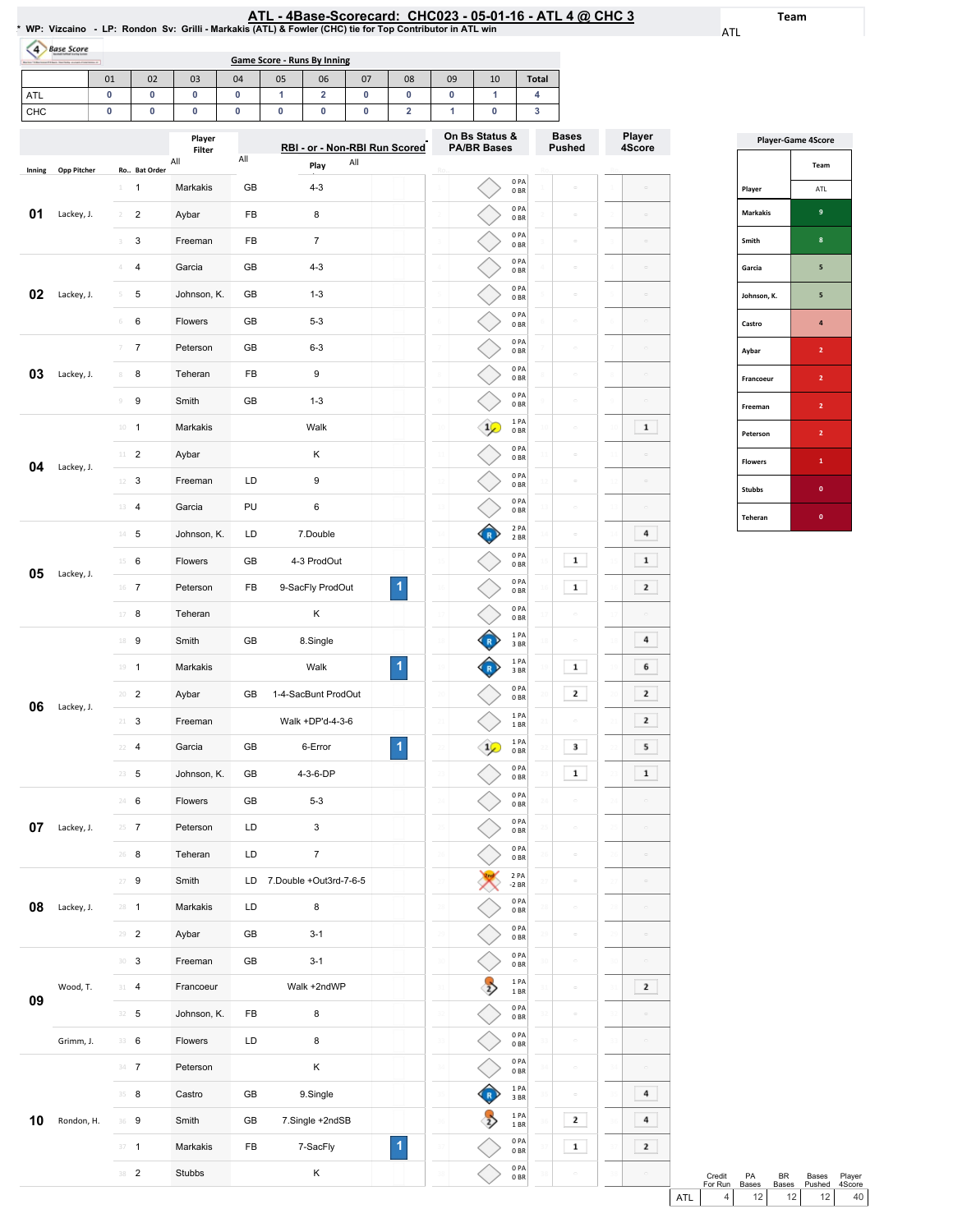# ATL - 4Base-Scorecard: CHC023 - 05-01-16 - ATL 4 @ CHC 3

* WP: Vizcaino - LP: Rondon Sv: Grilli - Markakis (ATL) & Fowler (CHC) tie for Top Contributor in ATL win

Team: ATL

## Game Score - Runs By Inning

| | 01 | 02 | 03 | 04 | 05 | 06 | 07 | 08 | 09 | 10 | Total |
|---|---|---|---|---|---|---|---|---|---|---|---|
| ATL | 0 | 0 | 0 | 0 | 1 | 2 | 0 | 0 | 0 | 1 | 4 |
| CHC | 0 | 0 | 0 | 0 | 0 | 0 | 0 | 2 | 1 | 0 | 3 |

## Play by Play

| Inning | Opp Pitcher | Ro.. | Bat Order | Player | Hit | Play | RBI | On Bs Status & PA/BR Bases | Bases Pushed | Player 4Score |
|---|---|---|---|---|---|---|---|---|---|---|
| 01 | Lackey, J. | 1 | 1 | Markakis | GB | 4-3 | | 0 PA 0 BR | | |
| | | 2 | 2 | Aybar | FB | 8 | | 0 PA 0 BR | | |
| | | 3 | 3 | Freeman | FB | 7 | | 0 PA 0 BR | | |
| 02 | Lackey, J. | 4 | 4 | Garcia | GB | 4-3 | | 0 PA 0 BR | | |
| | | 5 | 5 | Johnson, K. | GB | 1-3 | | 0 PA 0 BR | | |
| | | 6 | 6 | Flowers | GB | 5-3 | | 0 PA 0 BR | | |
| 03 | Lackey, J. | 7 | 7 | Peterson | GB | 6-3 | | 0 PA 0 BR | | |
| | | 8 | 8 | Teheran | FB | 9 | | 0 PA 0 BR | | |
| | | 9 | 9 | Smith | GB | 1-3 | | 0 PA 0 BR | | |
| 04 | Lackey, J. | 10 | 1 | Markakis | | Walk | | 1 PA 0 BR | | 1 |
| | | 11 | 2 | Aybar | | K | | 0 PA 0 BR | | |
| | | 12 | 3 | Freeman | LD | 9 | | 0 PA 0 BR | | |
| | | 13 | 4 | Garcia | PU | 6 | | 0 PA 0 BR | | |
| 05 | Lackey, J. | 14 | 5 | Johnson, K. | LD | 7.Double | | 2 PA 2 BR | | 4 |
| | | 15 | 6 | Flowers | GB | 4-3 ProdOut | | 0 PA 0 BR | 1 | 1 |
| | | 16 | 7 | Peterson | FB | 9-SacFly ProdOut | 1 | 0 PA 0 BR | 1 | 2 |
| | | 17 | 8 | Teheran | | K | | 0 PA 0 BR | | |
| 06 | Lackey, J. | 18 | 9 | Smith | GB | 8.Single | | 1 PA 3 BR | | 4 |
| | | 19 | 1 | Markakis | | Walk | 1 | 1 PA 3 BR | 1 | 6 |
| | | 20 | 2 | Aybar | GB | 1-4-SacBunt ProdOut | | 0 PA 0 BR | 2 | 2 |
| | | 21 | 3 | Freeman | | Walk +DP'd-4-3-6 | | 1 PA 1 BR | | 2 |
| | | 22 | 4 | Garcia | GB | 6-Error | 1 | 1 PA 0 BR | 3 | 5 |
| | | 23 | 5 | Johnson, K. | GB | 4-3-6-DP | | 0 PA 0 BR | 1 | 1 |
| 07 | Lackey, J. | 24 | 6 | Flowers | GB | 5-3 | | 0 PA 0 BR | | |
| | | 25 | 7 | Peterson | LD | 3 | | 0 PA 0 BR | | |
| | | 26 | 8 | Teheran | LD | 7 | | 0 PA 0 BR | | |
| 08 | Lackey, J. | 27 | 9 | Smith | LD | 7.Double +Out3rd-7-6-5 | | 2 PA -2 BR | | |
| | | 28 | 1 | Markakis | LD | 8 | | 0 PA 0 BR | | |
| | | 29 | 2 | Aybar | GB | 3-1 | | 0 PA 0 BR | | |
| 09 | Wood, T. | 30 | 3 | Freeman | GB | 3-1 | | 0 PA 0 BR | | |
| | | 31 | 4 | Francoeur | | Walk +2ndWP | | 1 PA 1 BR | | 2 |
| | | 32 | 5 | Johnson, K. | FB | 8 | | 0 PA 0 BR | | |
| | Grimm, J. | 33 | 6 | Flowers | LD | 8 | | 0 PA 0 BR | | |
| 10 | Rondon, H. | 34 | 7 | Peterson | | K | | 0 PA 0 BR | | |
| | | 35 | 8 | Castro | GB | 9.Single | | 1 PA 3 BR | | 4 |
| | | 36 | 9 | Smith | GB | 7.Single +2ndSB | | 1 PA 1 BR | 2 | 4 |
| | | 37 | 1 | Markakis | FB | 7-SacFly | 1 | 0 PA 0 BR | 1 | 2 |
| | | 38 | 2 | Stubbs | | K | | 0 PA 0 BR | | |

| | Credit For Run | PA Bases | BR Bases | Bases Pushed | Player 4Score |
|---|---|---|---|---|---|
| ATL | 4 | 12 | 12 | 12 | 40 |

## Player-Game 4Score

| Player | Team ATL |
|---|---|
| Markakis | 9 |
| Smith | 8 |
| Garcia | 5 |
| Johnson, K. | 5 |
| Castro | 4 |
| Aybar | 2 |
| Francoeur | 2 |
| Freeman | 2 |
| Peterson | 2 |
| Flowers | 1 |
| Stubbs | 0 |
| Teheran | 0 |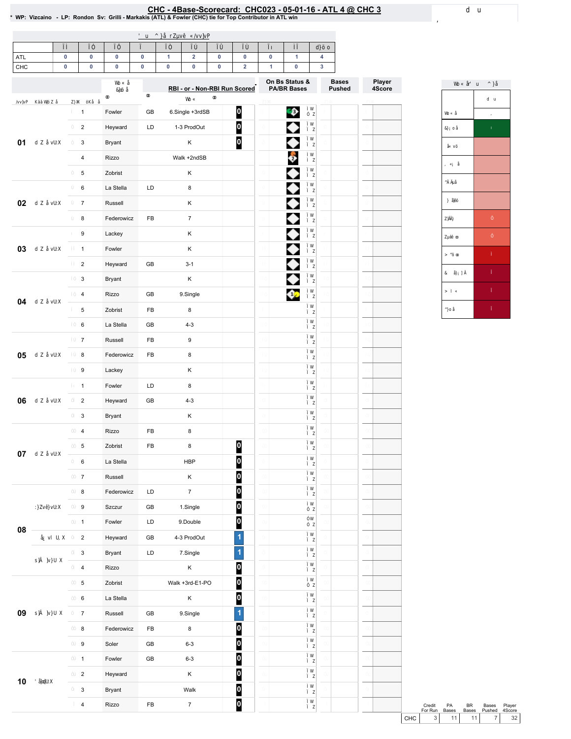# CHC - 4Base-Scorecard: CHC023 - 05-01-16 - ATL 4 @ CHC 3

\* WP: Vizcaino - LP: Rondon Sv: Grilli - Markakis (ATL) & Fowler (CHC) tie for Top Contributor in ATL win

| | 1 | 2 | 3 | 4 | 5 | 6 | 7 | 8 | 9 | 10 | Total |
|---|---|---|---|---|---|---|---|---|---|---|---|
| ATL | 0 | 0 | 0 | 0 | 1 | 2 | 0 | 0 | 0 | 1 | 4 |
| CHC | 0 | 0 | 0 | 0 | 0 | 0 | 0 | 2 | 1 | 0 | 3 |

| Inning | # | Player | | RBI - or - Non-RBI Run Scored | | On Bs Status & PA/BR Bases |
|---|---|---|---|---|---|---|
| 01 | 1 | Fowler | GB | 6.Single +3rdSB | 0 | 3 |
| | 2 | Heyward | LD | 1-3 ProdOut | 0 | |
| | 3 | Bryant | | K | 0 | |
| | 4 | Rizzo | | Walk +2ndSB | | 2 |
| | 5 | Zobrist | | K | | |
| 02 | 6 | La Stella | LD | 8 | | |
| | 7 | Russell | | K | | |
| | 8 | Federowicz | FB | 7 | | |
| 03 | 9 | Lackey | | K | | |
| | 1 | Fowler | | K | | |
| | 2 | Heyward | GB | 3-1 | | |
| 04 | 3 | Bryant | | K | | |
| | 4 | Rizzo | GB | 9.Single | | 1 |
| | 5 | Zobrist | FB | 8 | | |
| | 6 | La Stella | GB | 4-3 | | |
| 05 | 7 | Russell | FB | 9 | | |
| | 8 | Federowicz | FB | 8 | | |
| | 9 | Lackey | | K | | |
| 06 | 1 | Fowler | LD | 8 | | |
| | 2 | Heyward | GB | 4-3 | | |
| | 3 | Bryant | | K | | |
| 07 | 4 | Rizzo | FB | 8 | | |
| | 5 | Zobrist | FB | 8 | 0 | |
| | 6 | La Stella | | HBP | 0 | |
| | 7 | Russell | | K | 0 | |
| 08 | 8 | Federowicz | LD | 7 | 0 | |
| | 9 | Szczur | GB | 1.Single | 0 | |
| | 1 | Fowler | LD | 9.Double | 0 | |
| | 2 | Heyward | GB | 4-3 ProdOut | 1 | |
| | 3 | Bryant | LD | 7.Single | 1 | |
| | 4 | Rizzo | | K | 0 | |
| 09 | 5 | Zobrist | | Walk +3rd-E1-PO | 0 | |
| | 6 | La Stella | | K | 0 | |
| | 7 | Russell | GB | 9.Single | 1 | |
| | 8 | Federowicz | FB | 8 | 0 | |
| | 9 | Soler | GB | 6-3 | 0 | |
| 10 | 1 | Fowler | GB | 6-3 | 0 | |
| | 2 | Heyward | | K | 0 | |
| | 3 | Bryant | | Walk | 0 | |
| | 4 | Rizzo | FB | 7 | 0 | |

| | Credit For Run | PA Bases | BR Bases | Bases Pushed | Player 4Score |
|---|---|---|---|---|---|
| CHC | 3 | 11 | 11 | 7 | 32 |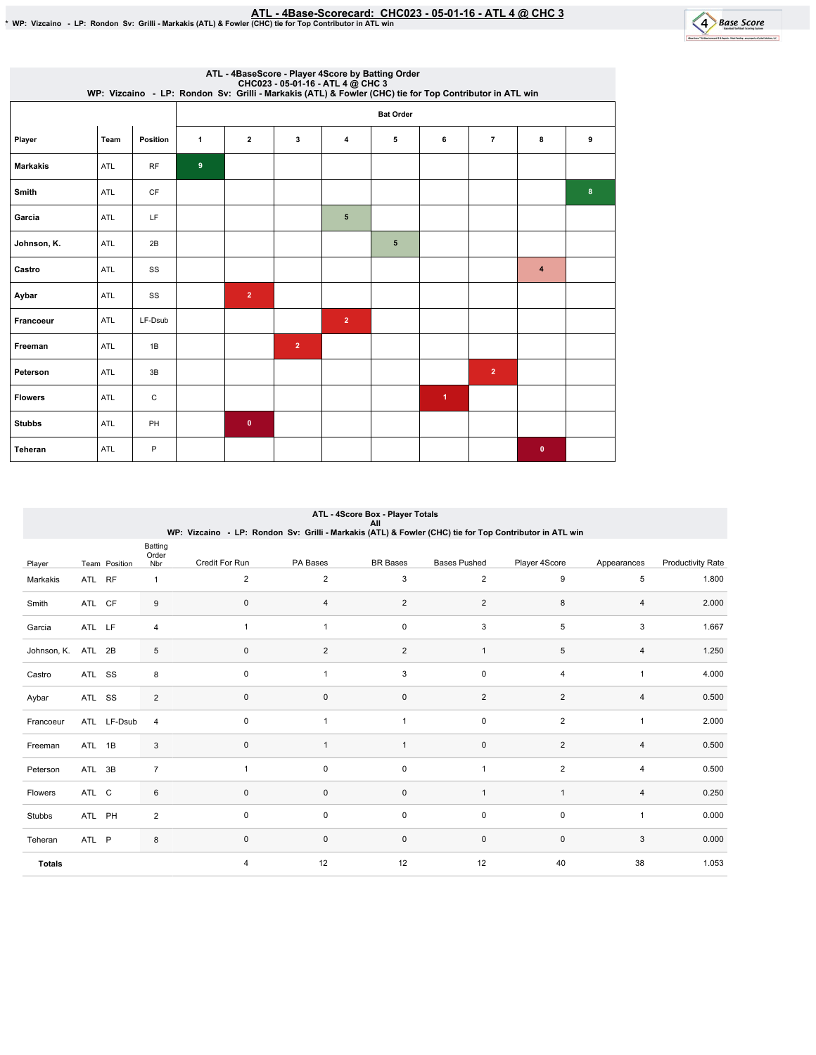# ATL - 4Base-Scorecard: CHC023 - 05-01-16 - ATL 4 @ CHC 3

* WP: Vizcaino - LP: Rondon Sv: Grilli - Markakis (ATL) & Fowler (CHC) tie for Top Contributor in ATL win

## ATL - 4BaseScore - Player 4Score by Batting Order
CHC023 - 05-01-16 - ATL 4 @ CHC 3
WP: Vizcaino - LP: Rondon Sv: Grilli - Markakis (ATL) & Fowler (CHC) tie for Top Contributor in ATL win

| | | | Bat Order | | | | | | | | |
|---|---|---|---|---|---|---|---|---|---|---|---|
| Player | Team | Position | 1 | 2 | 3 | 4 | 5 | 6 | 7 | 8 | 9 |
| Markakis | ATL | RF | 9 | | | | | | | | |
| Smith | ATL | CF | | | | | | | | | 8 |
| Garcia | ATL | LF | | | | 5 | | | | | |
| Johnson, K. | ATL | 2B | | | | | 5 | | | | |
| Castro | ATL | SS | | | | | | | | 4 | |
| Aybar | ATL | SS | | 2 | | | | | | | |
| Francoeur | ATL | LF-Dsub | | | | 2 | | | | | |
| Freeman | ATL | 1B | | | 2 | | | | | | |
| Peterson | ATL | 3B | | | | | | | 2 | | |
| Flowers | ATL | C | | | | | | 1 | | | |
| Stubbs | ATL | PH | | 0 | | | | | | | |
| Teheran | ATL | P | | | | | | | | 0 | |

## ATL - 4Score Box - Player Totals
All
WP: Vizcaino - LP: Rondon Sv: Grilli - Markakis (ATL) & Fowler (CHC) tie for Top Contributor in ATL win

| Player | Team | Position | Batting Order Nbr | Credit For Run | PA Bases | BR Bases | Bases Pushed | Player 4Score | Appearances | Productivity Rate |
|---|---|---|---|---|---|---|---|---|---|---|
| Markakis | ATL | RF | 1 | 2 | 2 | 3 | 2 | 9 | 5 | 1.800 |
| Smith | ATL | CF | 9 | 0 | 4 | 2 | 2 | 8 | 4 | 2.000 |
| Garcia | ATL | LF | 4 | 1 | 1 | 0 | 3 | 5 | 3 | 1.667 |
| Johnson, K. | ATL | 2B | 5 | 0 | 2 | 2 | 1 | 5 | 4 | 1.250 |
| Castro | ATL | SS | 8 | 0 | 1 | 3 | 0 | 4 | 1 | 4.000 |
| Aybar | ATL | SS | 2 | 0 | 0 | 0 | 2 | 2 | 4 | 0.500 |
| Francoeur | ATL | LF-Dsub | 4 | 0 | 1 | 1 | 0 | 2 | 1 | 2.000 |
| Freeman | ATL | 1B | 3 | 0 | 1 | 1 | 0 | 2 | 4 | 0.500 |
| Peterson | ATL | 3B | 7 | 1 | 0 | 0 | 1 | 2 | 4 | 0.500 |
| Flowers | ATL | C | 6 | 0 | 0 | 0 | 1 | 1 | 4 | 0.250 |
| Stubbs | ATL | PH | 2 | 0 | 0 | 0 | 0 | 0 | 1 | 0.000 |
| Teheran | ATL | P | 8 | 0 | 0 | 0 | 0 | 0 | 3 | 0.000 |
| **Totals** | | | | 4 | 12 | 12 | 12 | 40 | 38 | 1.053 |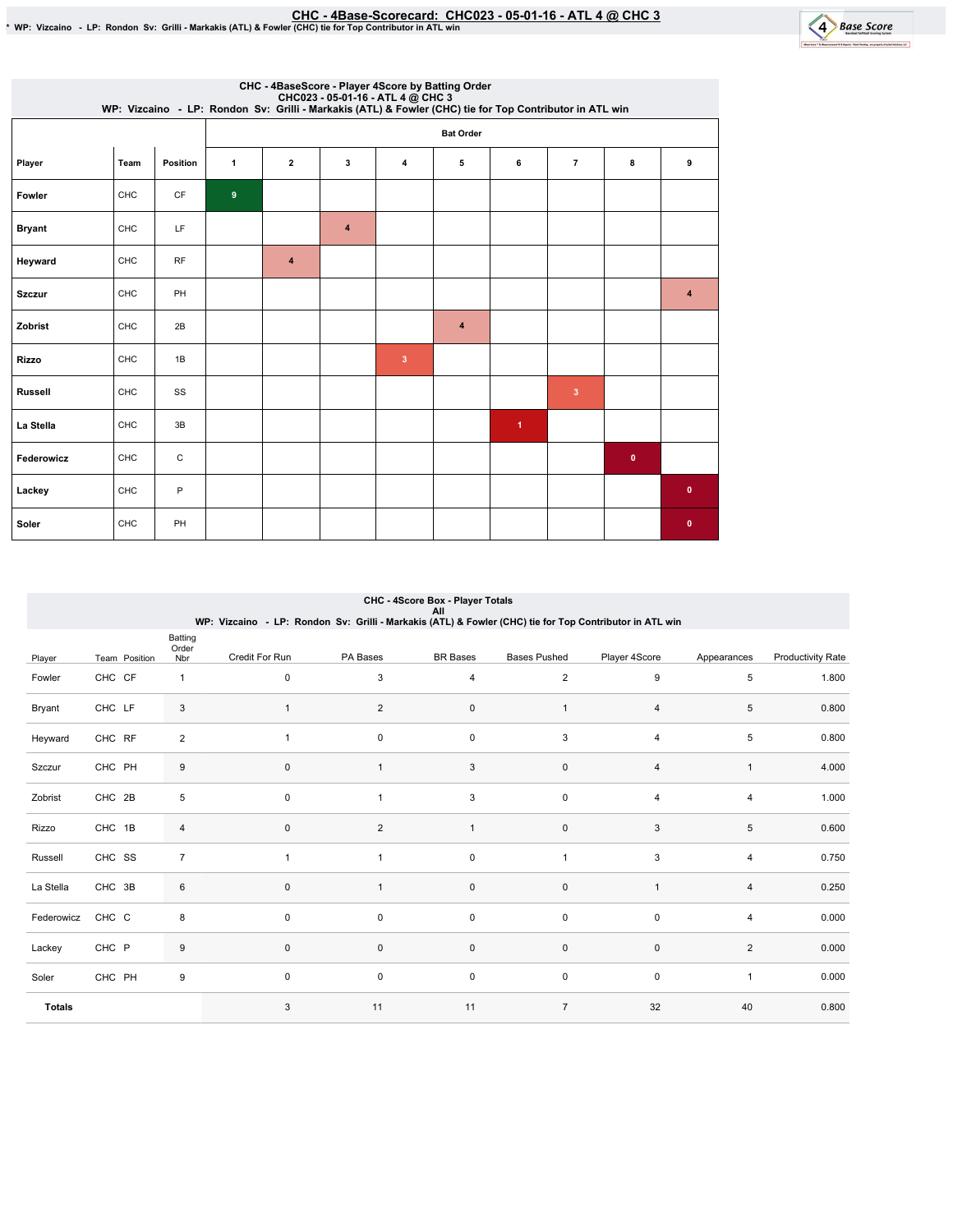# CHC - 4Base-Scorecard: CHC023 - 05-01-16 - ATL 4 @ CHC 3

* WP: Vizcaino - LP: Rondon Sv: Grilli - Markakis (ATL) & Fowler (CHC) tie for Top Contributor in ATL win

## CHC - 4BaseScore - Player 4Score by Batting Order

CHC023 - 05-01-16 - ATL 4 @ CHC 3

WP: Vizcaino - LP: Rondon Sv: Grilli - Markakis (ATL) & Fowler (CHC) tie for Top Contributor in ATL win

| | | | Bat Order | | | | | | | | |
|---|---|---|---|---|---|---|---|---|---|---|---|
| Player | Team | Position | 1 | 2 | 3 | 4 | 5 | 6 | 7 | 8 | 9 |
| Fowler | CHC | CF | 9 | | | | | | | | |
| Bryant | CHC | LF | | | 4 | | | | | | |
| Heyward | CHC | RF | | 4 | | | | | | | |
| Szczur | CHC | PH | | | | | | | | | 4 |
| Zobrist | CHC | 2B | | | | | 4 | | | | |
| Rizzo | CHC | 1B | | | | 3 | | | | | |
| Russell | CHC | SS | | | | | | | 3 | | |
| La Stella | CHC | 3B | | | | | | 1 | | | |
| Federowicz | CHC | C | | | | | | | | 0 | |
| Lackey | CHC | P | | | | | | | | | 0 |
| Soler | CHC | PH | | | | | | | | | 0 |

## CHC - 4Score Box - Player Totals

All

WP: Vizcaino - LP: Rondon Sv: Grilli - Markakis (ATL) & Fowler (CHC) tie for Top Contributor in ATL win

| Player | Team | Position | Batting Order Nbr | Credit For Run | PA Bases | BR Bases | Bases Pushed | Player 4Score | Appearances | Productivity Rate |
|---|---|---|---|---|---|---|---|---|---|---|
| Fowler | CHC | CF | 1 | 0 | 3 | 4 | 2 | 9 | 5 | 1.800 |
| Bryant | CHC | LF | 3 | 1 | 2 | 0 | 1 | 4 | 5 | 0.800 |
| Heyward | CHC | RF | 2 | 1 | 0 | 0 | 3 | 4 | 5 | 0.800 |
| Szczur | CHC | PH | 9 | 0 | 1 | 3 | 0 | 4 | 1 | 4.000 |
| Zobrist | CHC | 2B | 5 | 0 | 1 | 3 | 0 | 4 | 4 | 1.000 |
| Rizzo | CHC | 1B | 4 | 0 | 2 | 1 | 0 | 3 | 5 | 0.600 |
| Russell | CHC | SS | 7 | 1 | 1 | 0 | 1 | 3 | 4 | 0.750 |
| La Stella | CHC | 3B | 6 | 0 | 1 | 0 | 0 | 1 | 4 | 0.250 |
| Federowicz | CHC | C | 8 | 0 | 0 | 0 | 0 | 0 | 4 | 0.000 |
| Lackey | CHC | P | 9 | 0 | 0 | 0 | 0 | 0 | 2 | 0.000 |
| Soler | CHC | PH | 9 | 0 | 0 | 0 | 0 | 0 | 1 | 0.000 |
| **Totals** | | | | 3 | 11 | 11 | 7 | 32 | 40 | 0.800 |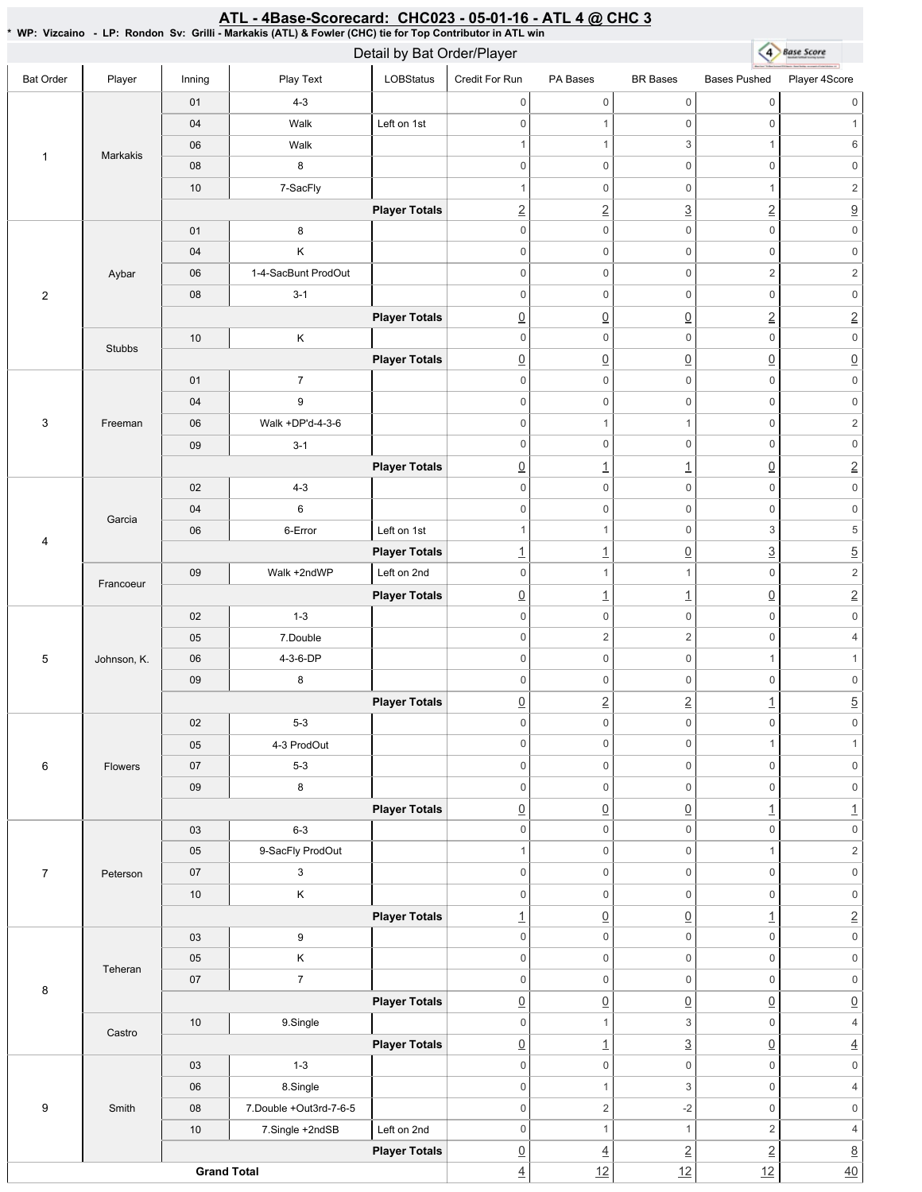# ATL - 4Base-Scorecard: CHC023 - 05-01-16 - ATL 4 @ CHC 3

\* WP: Vizcaino - LP: Rondon Sv: Grilli - Markakis (ATL) & Fowler (CHC) tie for Top Contributor in ATL win

## Detail by Bat Order/Player

| Bat Order | Player | Inning | Play Text | LOBStatus | Credit For Run | PA Bases | BR Bases | Bases Pushed | Player 4Score |
|---|---|---|---|---|---|---|---|---|---|
| 1 | Markakis | 01 | 4-3 | | 0 | 0 | 0 | 0 | 0 |
| | | 04 | Walk | Left on 1st | 0 | 1 | 0 | 0 | 1 |
| | | 06 | Walk | | 1 | 1 | 3 | 1 | 6 |
| | | 08 | 8 | | 0 | 0 | 0 | 0 | 0 |
| | | 10 | 7-SacFly | | 1 | 0 | 0 | 1 | 2 |
| | | | | **Player Totals** | 2 | 2 | 3 | 2 | 9 |
| 2 | Aybar | 01 | 8 | | 0 | 0 | 0 | 0 | 0 |
| | | 04 | K | | 0 | 0 | 0 | 0 | 0 |
| | | 06 | 1-4-SacBunt ProdOut | | 0 | 0 | 0 | 2 | 2 |
| | | 08 | 3-1 | | 0 | 0 | 0 | 0 | 0 |
| | | | | **Player Totals** | 0 | 0 | 0 | 2 | 2 |
| | Stubbs | 10 | K | | 0 | 0 | 0 | 0 | 0 |
| | | | | **Player Totals** | 0 | 0 | 0 | 0 | 0 |
| 3 | Freeman | 01 | 7 | | 0 | 0 | 0 | 0 | 0 |
| | | 04 | 9 | | 0 | 0 | 0 | 0 | 0 |
| | | 06 | Walk +DP'd-4-3-6 | | 0 | 1 | 1 | 0 | 2 |
| | | 09 | 3-1 | | 0 | 0 | 0 | 0 | 0 |
| | | | | **Player Totals** | 0 | 1 | 1 | 0 | 2 |
| 4 | Garcia | 02 | 4-3 | | 0 | 0 | 0 | 0 | 0 |
| | | 04 | 6 | | 0 | 0 | 0 | 0 | 0 |
| | | 06 | 6-Error | Left on 1st | 1 | 1 | 0 | 3 | 5 |
| | | | | **Player Totals** | 1 | 1 | 0 | 3 | 5 |
| | Francoeur | 09 | Walk +2ndWP | Left on 2nd | 0 | 1 | 1 | 0 | 2 |
| | | | | **Player Totals** | 0 | 1 | 1 | 0 | 2 |
| 5 | Johnson, K. | 02 | 1-3 | | 0 | 0 | 0 | 0 | 0 |
| | | 05 | 7.Double | | 0 | 2 | 2 | 0 | 4 |
| | | 06 | 4-3-6-DP | | 0 | 0 | 0 | 1 | 1 |
| | | 09 | 8 | | 0 | 0 | 0 | 0 | 0 |
| | | | | **Player Totals** | 0 | 2 | 2 | 1 | 5 |
| 6 | Flowers | 02 | 5-3 | | 0 | 0 | 0 | 0 | 0 |
| | | 05 | 4-3 ProdOut | | 0 | 0 | 0 | 1 | 1 |
| | | 07 | 5-3 | | 0 | 0 | 0 | 0 | 0 |
| | | 09 | 8 | | 0 | 0 | 0 | 0 | 0 |
| | | | | **Player Totals** | 0 | 0 | 0 | 1 | 1 |
| 7 | Peterson | 03 | 6-3 | | 0 | 0 | 0 | 0 | 0 |
| | | 05 | 9-SacFly ProdOut | | 1 | 0 | 0 | 1 | 2 |
| | | 07 | 3 | | 0 | 0 | 0 | 0 | 0 |
| | | 10 | K | | 0 | 0 | 0 | 0 | 0 |
| | | | | **Player Totals** | 1 | 0 | 0 | 1 | 2 |
| 8 | Teheran | 03 | 9 | | 0 | 0 | 0 | 0 | 0 |
| | | 05 | K | | 0 | 0 | 0 | 0 | 0 |
| | | 07 | 7 | | 0 | 0 | 0 | 0 | 0 |
| | | | | **Player Totals** | 0 | 0 | 0 | 0 | 0 |
| | Castro | 10 | 9.Single | | 0 | 1 | 3 | 0 | 4 |
| | | | | **Player Totals** | 0 | 1 | 3 | 0 | 4 |
| 9 | Smith | 03 | 1-3 | | 0 | 0 | 0 | 0 | 0 |
| | | 06 | 8.Single | | 0 | 1 | 3 | 0 | 4 |
| | | 08 | 7.Double +Out3rd-7-6-5 | | 0 | 2 | -2 | 0 | 0 |
| | | 10 | 7.Single +2ndSB | Left on 2nd | 0 | 1 | 1 | 2 | 4 |
| | | | | **Player Totals** | 0 | 4 | 2 | 2 | 8 |
| **Grand Total** | | | | | 4 | 12 | 12 | 12 | 40 |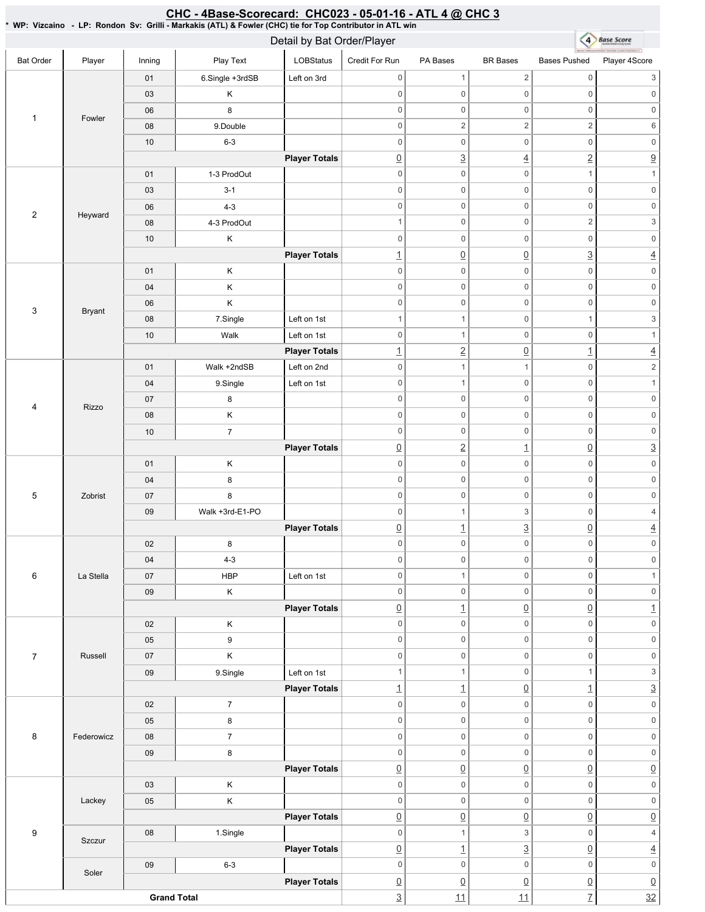## CHC - 4Base-Scorecard: CHC023 - 05-01-16 - ATL 4 @ CHC 3

* WP: Vizcaino - LP: Rondon Sv: Grilli - Markakis (ATL) & Fowler (CHC) tie for Top Contributor in ATL win

### Detail by Bat Order/Player

| Bat Order | Player | Inning | Play Text | LOBStatus | Credit For Run | PA Bases | BR Bases | Bases Pushed | Player 4Score |
|---|---|---|---|---|---|---|---|---|---|
| 1 | Fowler | 01 | 6.Single +3rdSB | Left on 3rd | 0 | 1 | 2 | 0 | 3 |
| | | 03 | K | | 0 | 0 | 0 | 0 | 0 |
| | | 06 | 8 | | 0 | 0 | 0 | 0 | 0 |
| | | 08 | 9.Double | | 0 | 2 | 2 | 2 | 6 |
| | | 10 | 6-3 | | 0 | 0 | 0 | 0 | 0 |
| | | | | **Player Totals** | 0 | 3 | 4 | 2 | 9 |
| 2 | Heyward | 01 | 1-3 ProdOut | | 0 | 0 | 0 | 1 | 1 |
| | | 03 | 3-1 | | 0 | 0 | 0 | 0 | 0 |
| | | 06 | 4-3 | | 0 | 0 | 0 | 0 | 0 |
| | | 08 | 4-3 ProdOut | | 1 | 0 | 0 | 2 | 3 |
| | | 10 | K | | 0 | 0 | 0 | 0 | 0 |
| | | | | **Player Totals** | 1 | 0 | 0 | 3 | 4 |
| 3 | Bryant | 01 | K | | 0 | 0 | 0 | 0 | 0 |
| | | 04 | K | | 0 | 0 | 0 | 0 | 0 |
| | | 06 | K | | 0 | 0 | 0 | 0 | 0 |
| | | 08 | 7.Single | Left on 1st | 1 | 1 | 0 | 1 | 3 |
| | | 10 | Walk | Left on 1st | 0 | 1 | 0 | 0 | 1 |
| | | | | **Player Totals** | 1 | 2 | 0 | 1 | 4 |
| 4 | Rizzo | 01 | Walk +2ndSB | Left on 2nd | 0 | 1 | 1 | 0 | 2 |
| | | 04 | 9.Single | Left on 1st | 0 | 1 | 0 | 0 | 1 |
| | | 07 | 8 | | 0 | 0 | 0 | 0 | 0 |
| | | 08 | K | | 0 | 0 | 0 | 0 | 0 |
| | | 10 | 7 | | 0 | 0 | 0 | 0 | 0 |
| | | | | **Player Totals** | 0 | 2 | 1 | 0 | 3 |
| 5 | Zobrist | 01 | K | | 0 | 0 | 0 | 0 | 0 |
| | | 04 | 8 | | 0 | 0 | 0 | 0 | 0 |
| | | 07 | 8 | | 0 | 0 | 0 | 0 | 0 |
| | | 09 | Walk +3rd-E1-PO | | 0 | 1 | 3 | 0 | 4 |
| | | | | **Player Totals** | 0 | 1 | 3 | 0 | 4 |
| 6 | La Stella | 02 | 8 | | 0 | 0 | 0 | 0 | 0 |
| | | 04 | 4-3 | | 0 | 0 | 0 | 0 | 0 |
| | | 07 | HBP | Left on 1st | 0 | 1 | 0 | 0 | 1 |
| | | 09 | K | | 0 | 0 | 0 | 0 | 0 |
| | | | | **Player Totals** | 0 | 1 | 0 | 0 | 1 |
| 7 | Russell | 02 | K | | 0 | 0 | 0 | 0 | 0 |
| | | 05 | 9 | | 0 | 0 | 0 | 0 | 0 |
| | | 07 | K | | 0 | 0 | 0 | 0 | 0 |
| | | 09 | 9.Single | Left on 1st | 1 | 1 | 0 | 1 | 3 |
| | | | | **Player Totals** | 1 | 1 | 0 | 1 | 3 |
| 8 | Federowicz | 02 | 7 | | 0 | 0 | 0 | 0 | 0 |
| | | 05 | 8 | | 0 | 0 | 0 | 0 | 0 |
| | | 08 | 7 | | 0 | 0 | 0 | 0 | 0 |
| | | 09 | 8 | | 0 | 0 | 0 | 0 | 0 |
| | | | | **Player Totals** | 0 | 0 | 0 | 0 | 0 |
| 9 | Lackey | 03 | K | | 0 | 0 | 0 | 0 | 0 |
| | | 05 | K | | 0 | 0 | 0 | 0 | 0 |
| | | | | **Player Totals** | 0 | 0 | 0 | 0 | 0 |
| | Szczur | 08 | 1.Single | | 0 | 1 | 3 | 0 | 4 |
| | | | | **Player Totals** | 0 | 1 | 3 | 0 | 4 |
| | Soler | 09 | 6-3 | | 0 | 0 | 0 | 0 | 0 |
| | | | | **Player Totals** | 0 | 0 | 0 | 0 | 0 |
| **Grand Total** | | | | | 3 | 11 | 11 | 7 | 32 |